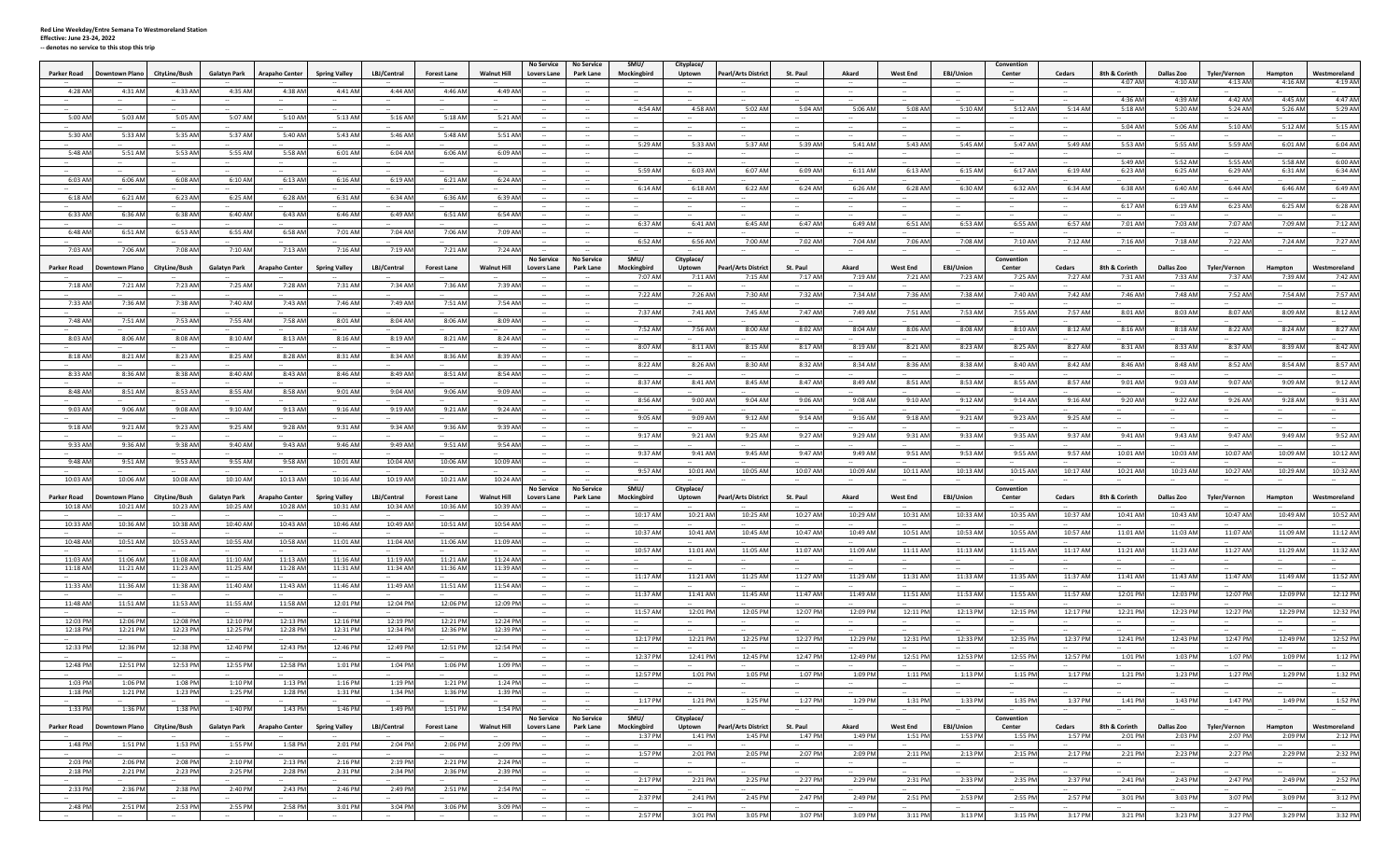**Red Line Weekday/Entre Semana To Westmoreland Station**
**Effective: June 23-24, 2022**
**-- denotes no service to this stop this trip**

| Parker Road | Downtown Plano | CityLine/Bush | Galatyn Park | Arapaho Center | Spring Valley | LBJ/Central | Forest Lane | Walnut Hill | No Service Lovers Lane | No Service Park Lane | SMU/ Mockingbird | Cityplace/ Uptown | Pearl/Arts District | St. Paul | Akard | West End | EBJ/Union | Convention Center | Cedars | 8th & Corinth | Dallas Zoo | Tyler/Vernon | Hampton | Westmoreland |
|---|---|---|---|---|---|---|---|---|---|---|---|---|---|---|---|---|---|---|---|---|---|---|---|---|
| -- | -- | -- | -- | -- | -- | -- | -- | -- | -- | -- | -- | -- | -- | -- | -- | -- | -- | -- | -- | 4:07 AM | 4:10 AM | 4:13 AM | 4:16 AM | 4:19 AM |
| 4:28 AM | 4:31 AM | 4:33 AM | 4:35 AM | 4:38 AM | 4:41 AM | 4:44 AM | 4:46 AM | 4:49 AM | -- | -- | -- | -- | -- | -- | -- | -- | -- | -- | -- | -- | -- | -- | -- | -- |
| -- | -- | -- | -- | -- | -- | -- | -- | -- | -- | -- | -- | -- | -- | -- | -- | -- | -- | -- | -- | 4:36 AM | 4:39 AM | 4:42 AM | 4:45 AM | 4:47 AM |
| -- | -- | -- | -- | -- | -- | -- | -- | -- | -- | -- | 4:54 AM | 4:58 AM | 5:02 AM | 5:04 AM | 5:06 AM | 5:08 AM | 5:10 AM | 5:12 AM | 5:14 AM | 5:18 AM | 5:20 AM | 5:24 AM | 5:26 AM | 5:29 AM |
| 5:00 AM | 5:03 AM | 5:05 AM | 5:07 AM | 5:10 AM | 5:13 AM | 5:16 AM | 5:18 AM | 5:21 AM | -- | -- | -- | -- | -- | -- | -- | -- | -- | -- | -- | -- | -- | -- | -- | -- |
| -- | -- | -- | -- | -- | -- | -- | -- | -- | -- | -- | -- | -- | -- | -- | -- | -- | -- | -- | -- | 5:04 AM | 5:06 AM | 5:10 AM | 5:12 AM | 5:15 AM |
| 5:30 AM | 5:33 AM | 5:35 AM | 5:37 AM | 5:40 AM | 5:43 AM | 5:46 AM | 5:48 AM | 5:51 AM | -- | -- | -- | -- | -- | -- | -- | -- | -- | -- | -- | -- | -- | -- | -- | -- |
| -- | -- | -- | -- | -- | -- | -- | -- | -- | -- | -- | 5:29 AM | 5:33 AM | 5:37 AM | 5:39 AM | 5:41 AM | 5:43 AM | 5:45 AM | 5:47 AM | 5:49 AM | 5:53 AM | 5:55 AM | 5:59 AM | 6:01 AM | 6:04 AM |
| 5:48 AM | 5:51 AM | 5:53 AM | 5:55 AM | 5:58 AM | 6:01 AM | 6:04 AM | 6:06 AM | 6:09 AM | -- | -- | -- | -- | -- | -- | -- | -- | -- | -- | -- | -- | -- | -- | -- | -- |
| -- | -- | -- | -- | -- | -- | -- | -- | -- | -- | -- | -- | -- | -- | -- | -- | -- | -- | -- | -- | 5:49 AM | 5:52 AM | 5:55 AM | 5:58 AM | 6:00 AM |
| -- | -- | -- | -- | -- | -- | -- | -- | -- | -- | -- | 5:59 AM | 6:03 AM | 6:07 AM | 6:09 AM | 6:11 AM | 6:13 AM | 6:15 AM | 6:17 AM | 6:19 AM | 6:23 AM | 6:25 AM | 6:29 AM | 6:31 AM | 6:34 AM |
| 6:03 AM | 6:06 AM | 6:08 AM | 6:10 AM | 6:13 AM | 6:16 AM | 6:19 AM | 6:21 AM | 6:24 AM | -- | -- | -- | -- | -- | -- | -- | -- | -- | -- | -- | -- | -- | -- | -- | -- |
| -- | -- | -- | -- | -- | -- | -- | -- | -- | -- | -- | 6:14 AM | 6:18 AM | 6:22 AM | 6:24 AM | 6:26 AM | 6:28 AM | 6:30 AM | 6:32 AM | 6:34 AM | 6:38 AM | 6:40 AM | 6:44 AM | 6:46 AM | 6:49 AM |
| 6:18 AM | 6:21 AM | 6:23 AM | 6:25 AM | 6:28 AM | 6:31 AM | 6:34 AM | 6:36 AM | 6:39 AM | -- | -- | -- | -- | -- | -- | -- | -- | -- | -- | -- | -- | -- | -- | -- | -- |
| -- | -- | -- | -- | -- | -- | -- | -- | -- | -- | -- | -- | -- | -- | -- | -- | -- | -- | -- | -- | 6:17 AM | 6:19 AM | 6:23 AM | 6:25 AM | 6:28 AM |
| 6:33 AM | 6:36 AM | 6:38 AM | 6:40 AM | 6:43 AM | 6:46 AM | 6:49 AM | 6:51 AM | 6:54 AM | -- | -- | -- | -- | -- | -- | -- | -- | -- | -- | -- | -- | -- | -- | -- | -- |
| -- | -- | -- | -- | -- | -- | -- | -- | -- | -- | -- | 6:37 AM | 6:41 AM | 6:45 AM | 6:47 AM | 6:49 AM | 6:51 AM | 6:53 AM | 6:55 AM | 6:57 AM | 7:01 AM | 7:03 AM | 7:07 AM | 7:09 AM | 7:12 AM |
| 6:48 AM | 6:51 AM | 6:53 AM | 6:55 AM | 6:58 AM | 7:01 AM | 7:04 AM | 7:06 AM | 7:09 AM | -- | -- | -- | -- | -- | -- | -- | -- | -- | -- | -- | -- | -- | -- | -- | -- |
| -- | -- | -- | -- | -- | -- | -- | -- | -- | -- | -- | 6:52 AM | 6:56 AM | 7:00 AM | 7:02 AM | 7:04 AM | 7:06 AM | 7:08 AM | 7:10 AM | 7:12 AM | 7:16 AM | 7:18 AM | 7:22 AM | 7:24 AM | 7:27 AM |
| 7:03 AM | 7:06 AM | 7:08 AM | 7:10 AM | 7:13 AM | 7:16 AM | 7:19 AM | 7:21 AM | 7:24 AM | -- | -- | -- | -- | -- | -- | -- | -- | -- | -- | -- | -- | -- | -- | -- | -- |
| **Parker Road** | **Downtown Plano** | **CityLine/Bush** | **Galatyn Park** | **Arapaho Center** | **Spring Valley** | **LBJ/Central** | **Forest Lane** | **Walnut Hill** | **No Service Lovers Lane** | **No Service Park Lane** | **SMU/ Mockingbird** | **Cityplace/ Uptown** | **Pearl/Arts District** | **St. Paul** | **Akard** | **West End** | **EBJ/Union** | **Convention Center** | **Cedars** | **8th & Corinth** | **Dallas Zoo** | **Tyler/Vernon** | **Hampton** | **Westmoreland** |
| -- | -- | -- | -- | -- | -- | -- | -- | -- | -- | -- | 7:07 AM | 7:11 AM | 7:15 AM | 7:17 AM | 7:19 AM | 7:21 AM | 7:23 AM | 7:25 AM | 7:27 AM | 7:31 AM | 7:33 AM | 7:37 AM | 7:39 AM | 7:42 AM |
| 7:18 AM | 7:21 AM | 7:23 AM | 7:25 AM | 7:28 AM | 7:31 AM | 7:34 AM | 7:36 AM | 7:39 AM | -- | -- | -- | -- | -- | -- | -- | -- | -- | -- | -- | -- | -- | -- | -- | -- |
| -- | -- | -- | -- | -- | -- | -- | -- | -- | -- | -- | 7:22 AM | 7:26 AM | 7:30 AM | 7:32 AM | 7:34 AM | 7:36 AM | 7:38 AM | 7:40 AM | 7:42 AM | 7:46 AM | 7:48 AM | 7:52 AM | 7:54 AM | 7:57 AM |
| 7:33 AM | 7:36 AM | 7:38 AM | 7:40 AM | 7:43 AM | 7:46 AM | 7:49 AM | 7:51 AM | 7:54 AM | -- | -- | -- | -- | -- | -- | -- | -- | -- | -- | -- | -- | -- | -- | -- | -- |
| -- | -- | -- | -- | -- | -- | -- | -- | -- | -- | -- | 7:37 AM | 7:41 AM | 7:45 AM | 7:47 AM | 7:49 AM | 7:51 AM | 7:53 AM | 7:55 AM | 7:57 AM | 8:01 AM | 8:03 AM | 8:07 AM | 8:09 AM | 8:12 AM |
| 7:48 AM | 7:51 AM | 7:53 AM | 7:55 AM | 7:58 AM | 8:01 AM | 8:04 AM | 8:06 AM | 8:09 AM | -- | -- | -- | -- | -- | -- | -- | -- | -- | -- | -- | -- | -- | -- | -- | -- |
| -- | -- | -- | -- | -- | -- | -- | -- | -- | -- | -- | 7:52 AM | 7:56 AM | 8:00 AM | 8:02 AM | 8:04 AM | 8:06 AM | 8:08 AM | 8:10 AM | 8:12 AM | 8:16 AM | 8:18 AM | 8:22 AM | 8:24 AM | 8:27 AM |
| 8:03 AM | 8:06 AM | 8:08 AM | 8:10 AM | 8:13 AM | 8:16 AM | 8:19 AM | 8:21 AM | 8:24 AM | -- | -- | -- | -- | -- | -- | -- | -- | -- | -- | -- | -- | -- | -- | -- | -- |
| -- | -- | -- | -- | -- | -- | -- | -- | -- | -- | -- | 8:07 AM | 8:11 AM | 8:15 AM | 8:17 AM | 8:19 AM | 8:21 AM | 8:23 AM | 8:25 AM | 8:27 AM | 8:31 AM | 8:33 AM | 8:37 AM | 8:39 AM | 8:42 AM |
| 8:18 AM | 8:21 AM | 8:23 AM | 8:25 AM | 8:28 AM | 8:31 AM | 8:34 AM | 8:36 AM | 8:39 AM | -- | -- | -- | -- | -- | -- | -- | -- | -- | -- | -- | -- | -- | -- | -- | -- |
| -- | -- | -- | -- | -- | -- | -- | -- | -- | -- | -- | 8:22 AM | 8:26 AM | 8:30 AM | 8:32 AM | 8:34 AM | 8:36 AM | 8:38 AM | 8:40 AM | 8:42 AM | 8:46 AM | 8:48 AM | 8:52 AM | 8:54 AM | 8:57 AM |
| 8:33 AM | 8:36 AM | 8:38 AM | 8:40 AM | 8:43 AM | 8:46 AM | 8:49 AM | 8:51 AM | 8:54 AM | -- | -- | -- | -- | -- | -- | -- | -- | -- | -- | -- | -- | -- | -- | -- | -- |
| -- | -- | -- | -- | -- | -- | -- | -- | -- | -- | -- | 8:37 AM | 8:41 AM | 8:45 AM | 8:47 AM | 8:49 AM | 8:51 AM | 8:53 AM | 8:55 AM | 8:57 AM | 9:01 AM | 9:03 AM | 9:07 AM | 9:09 AM | 9:12 AM |
| 8:48 AM | 8:51 AM | 8:53 AM | 8:55 AM | 8:58 AM | 9:01 AM | 9:04 AM | 9:06 AM | 9:09 AM | -- | -- | -- | -- | -- | -- | -- | -- | -- | -- | -- | -- | -- | -- | -- | -- |
| -- | -- | -- | -- | -- | -- | -- | -- | -- | -- | -- | 8:56 AM | 9:00 AM | 9:04 AM | 9:06 AM | 9:08 AM | 9:10 AM | 9:12 AM | 9:14 AM | 9:16 AM | 9:20 AM | 9:22 AM | 9:26 AM | 9:28 AM | 9:31 AM |
| 9:03 AM | 9:06 AM | 9:08 AM | 9:10 AM | 9:13 AM | 9:16 AM | 9:19 AM | 9:21 AM | 9:24 AM | -- | -- | -- | -- | -- | -- | -- | -- | -- | -- | -- | -- | -- | -- | -- | -- |
| -- | -- | -- | -- | -- | -- | -- | -- | -- | -- | -- | 9:05 AM | 9:09 AM | 9:12 AM | 9:14 AM | 9:16 AM | 9:18 AM | 9:21 AM | 9:23 AM | 9:25 AM | -- | -- | -- | -- | -- |
| 9:18 AM | 9:21 AM | 9:23 AM | 9:25 AM | 9:28 AM | 9:31 AM | 9:34 AM | 9:36 AM | 9:39 AM | -- | -- | -- | -- | -- | -- | -- | -- | -- | -- | -- | -- | -- | -- | -- | -- |
| -- | -- | -- | -- | -- | -- | -- | -- | -- | -- | -- | 9:17 AM | 9:21 AM | 9:25 AM | 9:27 AM | 9:29 AM | 9:31 AM | 9:33 AM | 9:35 AM | 9:37 AM | 9:41 AM | 9:43 AM | 9:47 AM | 9:49 AM | 9:52 AM |
| 9:33 AM | 9:36 AM | 9:38 AM | 9:40 AM | 9:43 AM | 9:46 AM | 9:49 AM | 9:51 AM | 9:54 AM | -- | -- | -- | -- | -- | -- | -- | -- | -- | -- | -- | -- | -- | -- | -- | -- |
| -- | -- | -- | -- | -- | -- | -- | -- | -- | -- | -- | 9:37 AM | 9:41 AM | 9:45 AM | 9:47 AM | 9:49 AM | 9:51 AM | 9:53 AM | 9:55 AM | 9:57 AM | 10:01 AM | 10:03 AM | 10:07 AM | 10:09 AM | 10:12 AM |
| 9:48 AM | 9:51 AM | 9:53 AM | 9:55 AM | 9:58 AM | 10:01 AM | 10:04 AM | 10:06 AM | 10:09 AM | -- | -- | -- | -- | -- | -- | -- | -- | -- | -- | -- | -- | -- | -- | -- | -- |
| -- | -- | -- | -- | -- | -- | -- | -- | -- | -- | -- | 9:57 AM | 10:01 AM | 10:05 AM | 10:07 AM | 10:09 AM | 10:11 AM | 10:13 AM | 10:15 AM | 10:17 AM | 10:21 AM | 10:23 AM | 10:27 AM | 10:29 AM | 10:32 AM |
| 10:03 AM | 10:06 AM | 10:08 AM | 10:10 AM | 10:13 AM | 10:16 AM | 10:19 AM | 10:21 AM | 10:24 AM | -- | -- | -- | -- | -- | -- | -- | -- | -- | -- | -- | -- | -- | -- | -- | -- |
| **Parker Road** | **Downtown Plano** | **CityLine/Bush** | **Galatyn Park** | **Arapaho Center** | **Spring Valley** | **LBJ/Central** | **Forest Lane** | **Walnut Hill** | **No Service Lovers Lane** | **No Service Park Lane** | **SMU/ Mockingbird** | **Cityplace/ Uptown** | **Pearl/Arts District** | **St. Paul** | **Akard** | **West End** | **EBJ/Union** | **Convention Center** | **Cedars** | **8th & Corinth** | **Dallas Zoo** | **Tyler/Vernon** | **Hampton** | **Westmoreland** |
| 10:18 AM | 10:21 AM | 10:23 AM | 10:25 AM | 10:28 AM | 10:31 AM | 10:34 AM | 10:36 AM | 10:39 AM | -- | -- | -- | -- | -- | -- | -- | -- | -- | -- | -- | -- | -- | -- | -- | -- |
| -- | -- | -- | -- | -- | -- | -- | -- | -- | -- | -- | 10:17 AM | 10:21 AM | 10:25 AM | 10:27 AM | 10:29 AM | 10:31 AM | 10:33 AM | 10:35 AM | 10:37 AM | 10:41 AM | 10:43 AM | 10:47 AM | 10:49 AM | 10:52 AM |
| 10:33 AM | 10:36 AM | 10:38 AM | 10:40 AM | 10:43 AM | 10:46 AM | 10:49 AM | 10:51 AM | 10:54 AM | -- | -- | -- | -- | -- | -- | -- | -- | -- | -- | -- | -- | -- | -- | -- | -- |
| -- | -- | -- | -- | -- | -- | -- | -- | -- | -- | -- | 10:37 AM | 10:41 AM | 10:45 AM | 10:47 AM | 10:49 AM | 10:51 AM | 10:53 AM | 10:55 AM | 10:57 AM | 11:01 AM | 11:03 AM | 11:07 AM | 11:09 AM | 11:12 AM |
| 10:48 AM | 10:51 AM | 10:53 AM | 10:55 AM | 10:58 AM | 11:01 AM | 11:04 AM | 11:06 AM | 11:09 AM | -- | -- | -- | -- | -- | -- | -- | -- | -- | -- | -- | -- | -- | -- | -- | -- |
| -- | -- | -- | -- | -- | -- | -- | -- | -- | -- | -- | 10:57 AM | 11:01 AM | 11:05 AM | 11:07 AM | 11:09 AM | 11:11 AM | 11:13 AM | 11:15 AM | 11:17 AM | 11:21 AM | 11:23 AM | 11:27 AM | 11:29 AM | 11:32 AM |
| 11:03 AM | 11:06 AM | 11:08 AM | 11:10 AM | 11:13 AM | 11:16 AM | 11:19 AM | 11:21 AM | 11:24 AM | -- | -- | -- | -- | -- | -- | -- | -- | -- | -- | -- | -- | -- | -- | -- | -- |
| 11:18 AM | 11:21 AM | 11:23 AM | 11:25 AM | 11:28 AM | 11:31 AM | 11:34 AM | 11:36 AM | 11:39 AM | -- | -- | -- | -- | -- | -- | -- | -- | -- | -- | -- | -- | -- | -- | -- | -- |
| -- | -- | -- | -- | -- | -- | -- | -- | -- | -- | -- | 11:17 AM | 11:21 AM | 11:25 AM | 11:27 AM | 11:29 AM | 11:31 AM | 11:33 AM | 11:35 AM | 11:37 AM | 11:41 AM | 11:43 AM | 11:47 AM | 11:49 AM | 11:52 AM |
| 11:33 AM | 11:36 AM | 11:38 AM | 11:40 AM | 11:43 AM | 11:46 AM | 11:49 AM | 11:51 AM | 11:54 AM | -- | -- | -- | -- | -- | -- | -- | -- | -- | -- | -- | -- | -- | -- | -- | -- |
| -- | -- | -- | -- | -- | -- | -- | -- | -- | -- | -- | 11:37 AM | 11:41 AM | 11:45 AM | 11:47 AM | 11:49 AM | 11:51 AM | 11:53 AM | 11:55 AM | 11:57 AM | 12:01 PM | 12:03 PM | 12:07 PM | 12:09 PM | 12:12 PM |
| 11:48 AM | 11:51 AM | 11:53 AM | 11:55 AM | 11:58 AM | 12:01 PM | 12:04 PM | 12:06 PM | 12:09 PM | -- | -- | -- | -- | -- | -- | -- | -- | -- | -- | -- | -- | -- | -- | -- | -- |
| -- | -- | -- | -- | -- | -- | -- | -- | -- | -- | -- | 11:57 AM | 12:01 PM | 12:05 PM | 12:07 PM | 12:09 PM | 12:11 PM | 12:13 PM | 12:15 PM | 12:17 PM | 12:21 PM | 12:23 PM | 12:27 PM | 12:29 PM | 12:32 PM |
| 12:03 PM | 12:06 PM | 12:08 PM | 12:10 PM | 12:13 PM | 12:16 PM | 12:19 PM | 12:21 PM | 12:24 PM | -- | -- | -- | -- | -- | -- | -- | -- | -- | -- | -- | -- | -- | -- | -- | -- |
| 12:18 PM | 12:21 PM | 12:23 PM | 12:25 PM | 12:28 PM | 12:31 PM | 12:34 PM | 12:36 PM | 12:39 PM | -- | -- | -- | -- | -- | -- | -- | -- | -- | -- | -- | -- | -- | -- | -- | -- |
| -- | -- | -- | -- | -- | -- | -- | -- | -- | -- | -- | 12:17 PM | 12:21 PM | 12:25 PM | 12:27 PM | 12:29 PM | 12:31 PM | 12:33 PM | 12:35 PM | 12:37 PM | 12:41 PM | 12:43 PM | 12:47 PM | 12:49 PM | 12:52 PM |
| 12:33 PM | 12:36 PM | 12:38 PM | 12:40 PM | 12:43 PM | 12:46 PM | 12:49 PM | 12:51 PM | 12:54 PM | -- | -- | -- | -- | -- | -- | -- | -- | -- | -- | -- | -- | -- | -- | -- | -- |
| -- | -- | -- | -- | -- | -- | -- | -- | -- | -- | -- | 12:37 PM | 12:41 PM | 12:45 PM | 12:47 PM | 12:49 PM | 12:51 PM | 12:53 PM | 12:55 PM | 12:57 PM | 1:01 PM | 1:03 PM | 1:07 PM | 1:09 PM | 1:12 PM |
| 12:48 PM | 12:51 PM | 12:53 PM | 12:55 PM | 12:58 PM | 1:01 PM | 1:04 PM | 1:06 PM | 1:09 PM | -- | -- | -- | -- | -- | -- | -- | -- | -- | -- | -- | -- | -- | -- | -- | -- |
| -- | -- | -- | -- | -- | -- | -- | -- | -- | -- | -- | 12:57 PM | 1:01 PM | 1:05 PM | 1:07 PM | 1:09 PM | 1:11 PM | 1:13 PM | 1:15 PM | 1:17 PM | 1:21 PM | 1:23 PM | 1:27 PM | 1:29 PM | 1:32 PM |
| 1:03 PM | 1:06 PM | 1:08 PM | 1:10 PM | 1:13 PM | 1:16 PM | 1:19 PM | 1:21 PM | 1:24 PM | -- | -- | -- | -- | -- | -- | -- | -- | -- | -- | -- | -- | -- | -- | -- | -- |
| 1:18 PM | 1:21 PM | 1:23 PM | 1:25 PM | 1:28 PM | 1:31 PM | 1:34 PM | 1:36 PM | 1:39 PM | -- | -- | -- | -- | -- | -- | -- | -- | -- | -- | -- | -- | -- | -- | -- | -- |
| -- | -- | -- | -- | -- | -- | -- | -- | -- | -- | -- | 1:17 PM | 1:21 PM | 1:25 PM | 1:27 PM | 1:29 PM | 1:31 PM | 1:33 PM | 1:35 PM | 1:37 PM | 1:41 PM | 1:43 PM | 1:47 PM | 1:49 PM | 1:52 PM |
| 1:33 PM | 1:36 PM | 1:38 PM | 1:40 PM | 1:43 PM | 1:46 PM | 1:49 PM | 1:51 PM | 1:54 PM | -- | -- | -- | -- | -- | -- | -- | -- | -- | -- | -- | -- | -- | -- | -- | -- |
| **Parker Road** | **Downtown Plano** | **CityLine/Bush** | **Galatyn Park** | **Arapaho Center** | **Spring Valley** | **LBJ/Central** | **Forest Lane** | **Walnut Hill** | **No Service Lovers Lane** | **No Service Park Lane** | **SMU/ Mockingbird** | **Cityplace/ Uptown** | **Pearl/Arts District** | **St. Paul** | **Akard** | **West End** | **EBJ/Union** | **Convention Center** | **Cedars** | **8th & Corinth** | **Dallas Zoo** | **Tyler/Vernon** | **Hampton** | **Westmoreland** |
| -- | -- | -- | -- | -- | -- | -- | -- | -- | -- | -- | 1:37 PM | 1:41 PM | 1:45 PM | 1:47 PM | 1:49 PM | 1:51 PM | 1:53 PM | 1:55 PM | 1:57 PM | 2:01 PM | 2:03 PM | 2:07 PM | 2:09 PM | 2:12 PM |
| 1:48 PM | 1:51 PM | 1:53 PM | 1:55 PM | 1:58 PM | 2:01 PM | 2:04 PM | 2:06 PM | 2:09 PM | -- | -- | -- | -- | -- | -- | -- | -- | -- | -- | -- | -- | -- | -- | -- | -- |
| -- | -- | -- | -- | -- | -- | -- | -- | -- | -- | -- | 1:57 PM | 2:01 PM | 2:05 PM | 2:07 PM | 2:09 PM | 2:11 PM | 2:13 PM | 2:15 PM | 2:17 PM | 2:21 PM | 2:23 PM | 2:27 PM | 2:29 PM | 2:32 PM |
| 2:03 PM | 2:06 PM | 2:08 PM | 2:10 PM | 2:13 PM | 2:16 PM | 2:19 PM | 2:21 PM | 2:24 PM | -- | -- | -- | -- | -- | -- | -- | -- | -- | -- | -- | -- | -- | -- | -- | -- |
| 2:18 PM | 2:21 PM | 2:23 PM | 2:25 PM | 2:28 PM | 2:31 PM | 2:34 PM | 2:36 PM | 2:39 PM | -- | -- | -- | -- | -- | -- | -- | -- | -- | -- | -- | -- | -- | -- | -- | -- |
| -- | -- | -- | -- | -- | -- | -- | -- | -- | -- | -- | 2:17 PM | 2:21 PM | 2:25 PM | 2:27 PM | 2:29 PM | 2:31 PM | 2:33 PM | 2:35 PM | 2:37 PM | 2:41 PM | 2:43 PM | 2:47 PM | 2:49 PM | 2:52 PM |
| 2:33 PM | 2:36 PM | 2:38 PM | 2:40 PM | 2:43 PM | 2:46 PM | 2:49 PM | 2:51 PM | 2:54 PM | -- | -- | -- | -- | -- | -- | -- | -- | -- | -- | -- | -- | -- | -- | -- | -- |
| -- | -- | -- | -- | -- | -- | -- | -- | -- | -- | -- | 2:37 PM | 2:41 PM | 2:45 PM | 2:47 PM | 2:49 PM | 2:51 PM | 2:53 PM | 2:55 PM | 2:57 PM | 3:01 PM | 3:03 PM | 3:07 PM | 3:09 PM | 3:12 PM |
| 2:48 PM | 2:51 PM | 2:53 PM | 2:55 PM | 2:58 PM | 3:01 PM | 3:04 PM | 3:06 PM | 3:09 PM | -- | -- | -- | -- | -- | -- | -- | -- | -- | -- | -- | -- | -- | -- | -- | -- |
| -- | -- | -- | -- | -- | -- | -- | -- | -- | -- | -- | 2:57 PM | 3:01 PM | 3:05 PM | 3:07 PM | 3:09 PM | 3:11 PM | 3:13 PM | 3:15 PM | 3:17 PM | 3:21 PM | 3:23 PM | 3:27 PM | 3:29 PM | 3:32 PM |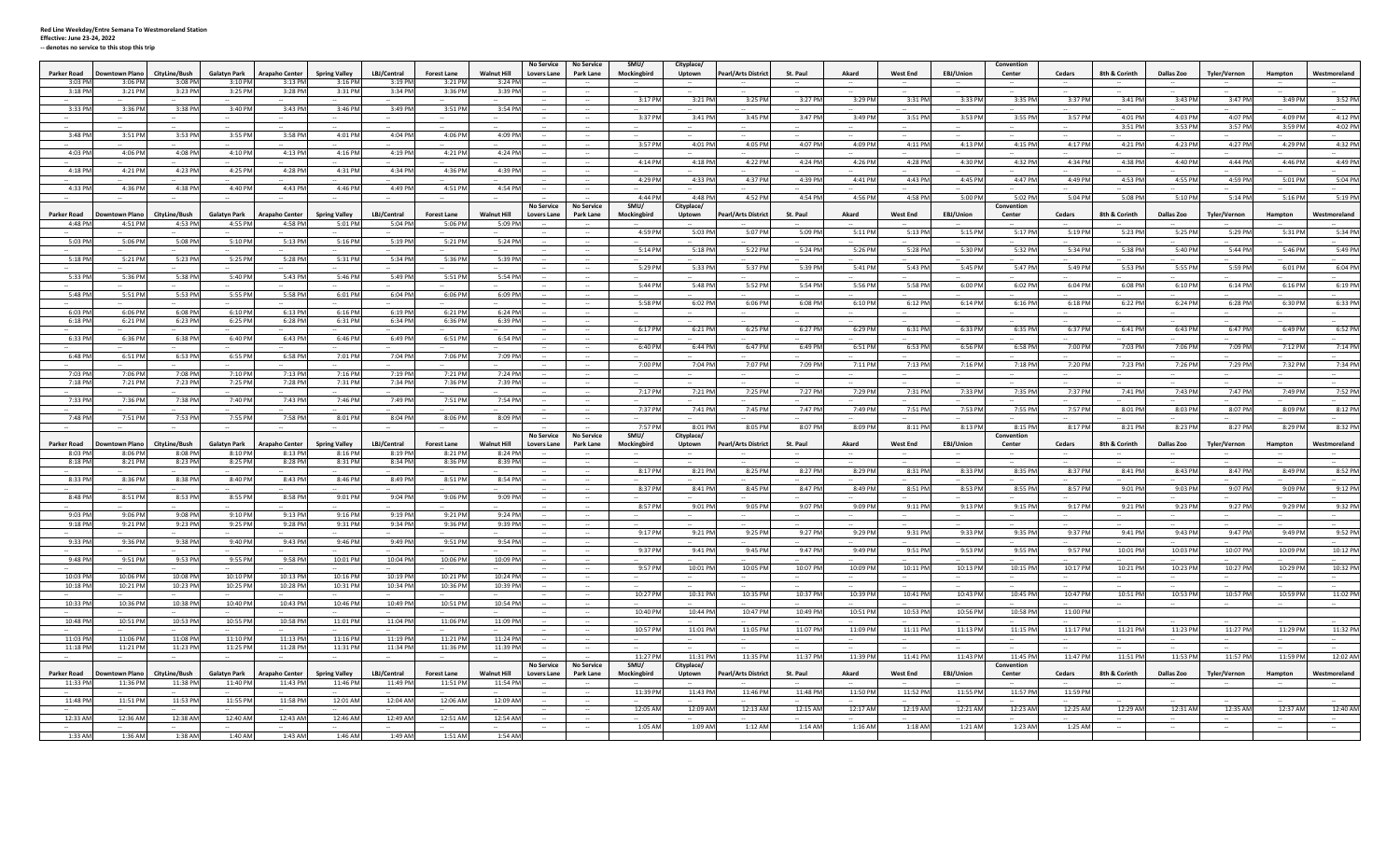**Red Line Weekday/Entre Semana To Westmoreland Station**
**Effective: June 23-24, 2022**
**-- denotes no service to this stop this trip**

| Parker Road | Downtown Plano | CityLine/Bush | Galatyn Park | Arapaho Center | Spring Valley | LBJ/Central | Forest Lane | Walnut Hill | No Service Lovers Lane | No Service Park Lane | SMU/ Mockingbird | Cityplace/ Uptown | Pearl/Arts District | St. Paul | Akard | West End | EBJ/Union | Convention Center | Cedars | 8th & Corinth | Dallas Zoo | Tyler/Vernon | Hampton | Westmoreland |
|---|---|---|---|---|---|---|---|---|---|---|---|---|---|---|---|---|---|---|---|---|---|---|---|---|
| 3:03 PM | 3:06 PM | 3:08 PM | 3:10 PM | 3:13 PM | 3:16 PM | 3:19 PM | 3:21 PM | 3:24 PM | -- | -- | -- | -- | -- | -- | -- | -- | -- | -- | -- | -- | -- | -- | -- | -- |
| 3:18 PM | 3:21 PM | 3:23 PM | 3:25 PM | 3:28 PM | 3:31 PM | 3:34 PM | 3:36 PM | 3:39 PM | -- | -- | -- | -- | -- | -- | -- | -- | -- | -- | -- | -- | -- | -- | -- | -- |
| -- | -- | -- | -- | -- | -- | -- | -- | -- | -- | -- | 3:17 PM | 3:21 PM | 3:25 PM | 3:27 PM | 3:29 PM | 3:31 PM | 3:33 PM | 3:35 PM | 3:37 PM | 3:41 PM | 3:43 PM | 3:47 PM | 3:49 PM | 3:52 PM |
| 3:33 PM | 3:36 PM | 3:38 PM | 3:40 PM | 3:43 PM | 3:46 PM | 3:49 PM | 3:51 PM | 3:54 PM | -- | -- | -- | -- | -- | -- | -- | -- | -- | -- | -- | -- | -- | -- | -- | -- |
| -- | -- | -- | -- | -- | -- | -- | -- | -- | -- | -- | 3:37 PM | 3:41 PM | 3:45 PM | 3:47 PM | 3:49 PM | 3:51 PM | 3:53 PM | 3:55 PM | 3:57 PM | 4:01 PM | 4:03 PM | 4:07 PM | 4:09 PM | 4:12 PM |
| -- | -- | -- | -- | -- | -- | -- | -- | -- | -- | -- | -- | -- | -- | -- | -- | -- | -- | -- | -- | 3:51 PM | 3:53 PM | 3:57 PM | 3:59 PM | 4:02 PM |
| 3:48 PM | 3:51 PM | 3:53 PM | 3:55 PM | 3:58 PM | 4:01 PM | 4:04 PM | 4:06 PM | 4:09 PM | -- | -- | -- | -- | -- | -- | -- | -- | -- | -- | -- | -- | -- | -- | -- | -- |
| -- | -- | -- | -- | -- | -- | -- | -- | -- | -- | -- | 3:57 PM | 4:01 PM | 4:05 PM | 4:07 PM | 4:09 PM | 4:11 PM | 4:13 PM | 4:15 PM | 4:17 PM | 4:21 PM | 4:23 PM | 4:27 PM | 4:29 PM | 4:32 PM |
| 4:03 PM | 4:06 PM | 4:08 PM | 4:10 PM | 4:13 PM | 4:16 PM | 4:19 PM | 4:21 PM | 4:24 PM | -- | -- | -- | -- | -- | -- | -- | -- | -- | -- | -- | -- | -- | -- | -- | -- |
| -- | -- | -- | -- | -- | -- | -- | -- | -- | -- | -- | 4:14 PM | 4:18 PM | 4:22 PM | 4:24 PM | 4:26 PM | 4:28 PM | 4:30 PM | 4:32 PM | 4:34 PM | 4:38 PM | 4:40 PM | 4:44 PM | 4:46 PM | 4:49 PM |
| 4:18 PM | 4:21 PM | 4:23 PM | 4:25 PM | 4:28 PM | 4:31 PM | 4:34 PM | 4:36 PM | 4:39 PM | -- | -- | -- | -- | -- | -- | -- | -- | -- | -- | -- | -- | -- | -- | -- | -- |
| -- | -- | -- | -- | -- | -- | -- | -- | -- | -- | -- | 4:29 PM | 4:33 PM | 4:37 PM | 4:39 PM | 4:41 PM | 4:43 PM | 4:45 PM | 4:47 PM | 4:49 PM | 4:53 PM | 4:55 PM | 4:59 PM | 5:01 PM | 5:04 PM |
| 4:33 PM | 4:36 PM | 4:38 PM | 4:40 PM | 4:43 PM | 4:46 PM | 4:49 PM | 4:51 PM | 4:54 PM | -- | -- | -- | -- | -- | -- | -- | -- | -- | -- | -- | -- | -- | -- | -- | -- |
| -- | -- | -- | -- | -- | -- | -- | -- | -- | -- | -- | 4:44 PM | 4:48 PM | 4:52 PM | 4:54 PM | 4:56 PM | 4:58 PM | 5:00 PM | 5:02 PM | 5:04 PM | 5:08 PM | 5:10 PM | 5:14 PM | 5:16 PM | 5:19 PM |
| Parker Road | Downtown Plano | CityLine/Bush | Galatyn Park | Arapaho Center | Spring Valley | LBJ/Central | Forest Lane | Walnut Hill | No Service Lovers Lane | No Service Park Lane | SMU/ Mockingbird | Cityplace/ Uptown | Pearl/Arts District | St. Paul | Akard | West End | EBJ/Union | Convention Center | Cedars | 8th & Corinth | Dallas Zoo | Tyler/Vernon | Hampton | Westmoreland |
| 4:48 PM | 4:51 PM | 4:53 PM | 4:55 PM | 4:58 PM | 5:01 PM | 5:04 PM | 5:06 PM | 5:09 PM | -- | -- | -- | -- | -- | -- | -- | -- | -- | -- | -- | -- | -- | -- | -- | -- |
| -- | -- | -- | -- | -- | -- | -- | -- | -- | -- | -- | 4:59 PM | 5:03 PM | 5:07 PM | 5:09 PM | 5:11 PM | 5:13 PM | 5:15 PM | 5:17 PM | 5:19 PM | 5:23 PM | 5:25 PM | 5:29 PM | 5:31 PM | 5:34 PM |
| 5:03 PM | 5:06 PM | 5:08 PM | 5:10 PM | 5:13 PM | 5:16 PM | 5:19 PM | 5:21 PM | 5:24 PM | -- | -- | -- | -- | -- | -- | -- | -- | -- | -- | -- | -- | -- | -- | -- | -- |
| -- | -- | -- | -- | -- | -- | -- | -- | -- | -- | -- | 5:14 PM | 5:18 PM | 5:22 PM | 5:24 PM | 5:26 PM | 5:28 PM | 5:30 PM | 5:32 PM | 5:34 PM | 5:38 PM | 5:40 PM | 5:44 PM | 5:46 PM | 5:49 PM |
| 5:18 PM | 5:21 PM | 5:23 PM | 5:25 PM | 5:28 PM | 5:31 PM | 5:34 PM | 5:36 PM | 5:39 PM | -- | -- | -- | -- | -- | -- | -- | -- | -- | -- | -- | -- | -- | -- | -- | -- |
| -- | -- | -- | -- | -- | -- | -- | -- | -- | -- | -- | 5:29 PM | 5:33 PM | 5:37 PM | 5:39 PM | 5:41 PM | 5:43 PM | 5:45 PM | 5:47 PM | 5:49 PM | 5:53 PM | 5:55 PM | 5:59 PM | 6:01 PM | 6:04 PM |
| 5:33 PM | 5:36 PM | 5:38 PM | 5:40 PM | 5:43 PM | 5:46 PM | 5:49 PM | 5:51 PM | 5:54 PM | -- | -- | -- | -- | -- | -- | -- | -- | -- | -- | -- | -- | -- | -- | -- | -- |
| -- | -- | -- | -- | -- | -- | -- | -- | -- | -- | -- | 5:44 PM | 5:48 PM | 5:52 PM | 5:54 PM | 5:56 PM | 5:58 PM | 6:00 PM | 6:02 PM | 6:04 PM | 6:08 PM | 6:10 PM | 6:14 PM | 6:16 PM | 6:19 PM |
| 5:48 PM | 5:51 PM | 5:53 PM | 5:55 PM | 5:58 PM | 6:01 PM | 6:04 PM | 6:06 PM | 6:09 PM | -- | -- | -- | -- | -- | -- | -- | -- | -- | -- | -- | -- | -- | -- | -- | -- |
| -- | -- | -- | -- | -- | -- | -- | -- | -- | -- | -- | 5:58 PM | 6:02 PM | 6:06 PM | 6:08 PM | 6:10 PM | 6:12 PM | 6:14 PM | 6:16 PM | 6:18 PM | 6:22 PM | 6:24 PM | 6:28 PM | 6:30 PM | 6:33 PM |
| 6:03 PM | 6:06 PM | 6:08 PM | 6:10 PM | 6:13 PM | 6:16 PM | 6:19 PM | 6:21 PM | 6:24 PM | -- | -- | -- | -- | -- | -- | -- | -- | -- | -- | -- | -- | -- | -- | -- | -- |
| 6:18 PM | 6:21 PM | 6:23 PM | 6:25 PM | 6:28 PM | 6:31 PM | 6:34 PM | 6:36 PM | 6:39 PM | -- | -- | -- | -- | -- | -- | -- | -- | -- | -- | -- | -- | -- | -- | -- | -- |
| -- | -- | -- | -- | -- | -- | -- | -- | -- | -- | -- | 6:17 PM | 6:21 PM | 6:25 PM | 6:27 PM | 6:29 PM | 6:31 PM | 6:33 PM | 6:35 PM | 6:37 PM | 6:41 PM | 6:43 PM | 6:47 PM | 6:49 PM | 6:52 PM |
| 6:33 PM | 6:36 PM | 6:38 PM | 6:40 PM | 6:43 PM | 6:46 PM | 6:49 PM | 6:51 PM | 6:54 PM | -- | -- | -- | -- | -- | -- | -- | -- | -- | -- | -- | -- | -- | -- | -- | -- |
| -- | -- | -- | -- | -- | -- | -- | -- | -- | -- | -- | 6:40 PM | 6:44 PM | 6:47 PM | 6:49 PM | 6:51 PM | 6:53 PM | 6:56 PM | 6:58 PM | 7:00 PM | 7:03 PM | 7:06 PM | 7:09 PM | 7:12 PM | 7:14 PM |
| 6:48 PM | 6:51 PM | 6:53 PM | 6:55 PM | 6:58 PM | 7:01 PM | 7:04 PM | 7:06 PM | 7:09 PM | -- | -- | -- | -- | -- | -- | -- | -- | -- | -- | -- | -- | -- | -- | -- | -- |
| -- | -- | -- | -- | -- | -- | -- | -- | -- | -- | -- | 7:00 PM | 7:04 PM | 7:07 PM | 7:09 PM | 7:11 PM | 7:13 PM | 7:16 PM | 7:18 PM | 7:20 PM | 7:23 PM | 7:26 PM | 7:29 PM | 7:32 PM | 7:34 PM |
| 7:03 PM | 7:06 PM | 7:08 PM | 7:10 PM | 7:13 PM | 7:16 PM | 7:19 PM | 7:21 PM | 7:24 PM | -- | -- | -- | -- | -- | -- | -- | -- | -- | -- | -- | -- | -- | -- | -- | -- |
| 7:18 PM | 7:21 PM | 7:23 PM | 7:25 PM | 7:28 PM | 7:31 PM | 7:34 PM | 7:36 PM | 7:39 PM | -- | -- | -- | -- | -- | -- | -- | -- | -- | -- | -- | -- | -- | -- | -- | -- |
| -- | -- | -- | -- | -- | -- | -- | -- | -- | -- | -- | 7:17 PM | 7:21 PM | 7:25 PM | 7:27 PM | 7:29 PM | 7:31 PM | 7:33 PM | 7:35 PM | 7:37 PM | 7:41 PM | 7:43 PM | 7:47 PM | 7:49 PM | 7:52 PM |
| 7:33 PM | 7:36 PM | 7:38 PM | 7:40 PM | 7:43 PM | 7:46 PM | 7:49 PM | 7:51 PM | 7:54 PM | -- | -- | -- | -- | -- | -- | -- | -- | -- | -- | -- | -- | -- | -- | -- | -- |
| -- | -- | -- | -- | -- | -- | -- | -- | -- | -- | -- | 7:37 PM | 7:41 PM | 7:45 PM | 7:47 PM | 7:49 PM | 7:51 PM | 7:53 PM | 7:55 PM | 7:57 PM | 8:01 PM | 8:03 PM | 8:07 PM | 8:09 PM | 8:12 PM |
| 7:48 PM | 7:51 PM | 7:53 PM | 7:55 PM | 7:58 PM | 8:01 PM | 8:04 PM | 8:06 PM | 8:09 PM | -- | -- | -- | -- | -- | -- | -- | -- | -- | -- | -- | -- | -- | -- | -- | -- |
| -- | -- | -- | -- | -- | -- | -- | -- | -- | -- | -- | 7:57 PM | 8:01 PM | 8:05 PM | 8:07 PM | 8:09 PM | 8:11 PM | 8:13 PM | 8:15 PM | 8:17 PM | 8:21 PM | 8:23 PM | 8:27 PM | 8:29 PM | 8:32 PM |
| Parker Road | Downtown Plano | CityLine/Bush | Galatyn Park | Arapaho Center | Spring Valley | LBJ/Central | Forest Lane | Walnut Hill | No Service Lovers Lane | No Service Park Lane | SMU/ Mockingbird | Cityplace/ Uptown | Pearl/Arts District | St. Paul | Akard | West End | EBJ/Union | Convention Center | Cedars | 8th & Corinth | Dallas Zoo | Tyler/Vernon | Hampton | Westmoreland |
| 8:03 PM | 8:06 PM | 8:08 PM | 8:10 PM | 8:13 PM | 8:16 PM | 8:19 PM | 8:21 PM | 8:24 PM | -- | -- | -- | -- | -- | -- | -- | -- | -- | -- | -- | -- | -- | -- | -- | -- |
| 8:18 PM | 8:21 PM | 8:23 PM | 8:25 PM | 8:28 PM | 8:31 PM | 8:34 PM | 8:36 PM | 8:39 PM | -- | -- | -- | -- | -- | -- | -- | -- | -- | -- | -- | -- | -- | -- | -- | -- |
| -- | -- | -- | -- | -- | -- | -- | -- | -- | -- | -- | 8:17 PM | 8:21 PM | 8:25 PM | 8:27 PM | 8:29 PM | 8:31 PM | 8:33 PM | 8:35 PM | 8:37 PM | 8:41 PM | 8:43 PM | 8:47 PM | 8:49 PM | 8:52 PM |
| 8:33 PM | 8:36 PM | 8:38 PM | 8:40 PM | 8:43 PM | 8:46 PM | 8:49 PM | 8:51 PM | 8:54 PM | -- | -- | -- | -- | -- | -- | -- | -- | -- | -- | -- | -- | -- | -- | -- | -- |
| -- | -- | -- | -- | -- | -- | -- | -- | -- | -- | -- | 8:37 PM | 8:41 PM | 8:45 PM | 8:47 PM | 8:49 PM | 8:51 PM | 8:53 PM | 8:55 PM | 8:57 PM | 9:01 PM | 9:03 PM | 9:07 PM | 9:09 PM | 9:12 PM |
| 8:48 PM | 8:51 PM | 8:53 PM | 8:55 PM | 8:58 PM | 9:01 PM | 9:04 PM | 9:06 PM | 9:09 PM | -- | -- | -- | -- | -- | -- | -- | -- | -- | -- | -- | -- | -- | -- | -- | -- |
| -- | -- | -- | -- | -- | -- | -- | -- | -- | -- | -- | 8:57 PM | 9:01 PM | 9:05 PM | 9:07 PM | 9:09 PM | 9:11 PM | 9:13 PM | 9:15 PM | 9:17 PM | 9:21 PM | 9:23 PM | 9:27 PM | 9:29 PM | 9:32 PM |
| 9:03 PM | 9:06 PM | 9:08 PM | 9:10 PM | 9:13 PM | 9:16 PM | 9:19 PM | 9:21 PM | 9:24 PM | -- | -- | -- | -- | -- | -- | -- | -- | -- | -- | -- | -- | -- | -- | -- | -- |
| 9:18 PM | 9:21 PM | 9:23 PM | 9:25 PM | 9:28 PM | 9:31 PM | 9:34 PM | 9:36 PM | 9:39 PM | -- | -- | -- | -- | -- | -- | -- | -- | -- | -- | -- | -- | -- | -- | -- | -- |
| -- | -- | -- | -- | -- | -- | -- | -- | -- | -- | -- | 9:17 PM | 9:21 PM | 9:25 PM | 9:27 PM | 9:29 PM | 9:31 PM | 9:33 PM | 9:35 PM | 9:37 PM | 9:41 PM | 9:43 PM | 9:47 PM | 9:49 PM | 9:52 PM |
| 9:33 PM | 9:36 PM | 9:38 PM | 9:40 PM | 9:43 PM | 9:46 PM | 9:49 PM | 9:51 PM | 9:54 PM | -- | -- | -- | -- | -- | -- | -- | -- | -- | -- | -- | -- | -- | -- | -- | -- |
| -- | -- | -- | -- | -- | -- | -- | -- | -- | -- | -- | 9:37 PM | 9:41 PM | 9:45 PM | 9:47 PM | 9:49 PM | 9:51 PM | 9:53 PM | 9:55 PM | 9:57 PM | 10:01 PM | 10:03 PM | 10:07 PM | 10:09 PM | 10:12 PM |
| 9:48 PM | 9:51 PM | 9:53 PM | 9:55 PM | 9:58 PM | 10:01 PM | 10:04 PM | 10:06 PM | 10:09 PM | -- | -- | -- | -- | -- | -- | -- | -- | -- | -- | -- | -- | -- | -- | -- | -- |
| -- | -- | -- | -- | -- | -- | -- | -- | -- | -- | -- | 9:57 PM | 10:01 PM | 10:05 PM | 10:07 PM | 10:09 PM | 10:11 PM | 10:13 PM | 10:15 PM | 10:17 PM | 10:21 PM | 10:23 PM | 10:27 PM | 10:29 PM | 10:32 PM |
| 10:03 PM | 10:06 PM | 10:08 PM | 10:10 PM | 10:13 PM | 10:16 PM | 10:19 PM | 10:21 PM | 10:24 PM | -- | -- | -- | -- | -- | -- | -- | -- | -- | -- | -- | -- | -- | -- | -- | -- |
| 10:18 PM | 10:21 PM | 10:23 PM | 10:25 PM | 10:28 PM | 10:31 PM | 10:34 PM | 10:36 PM | 10:39 PM | -- | -- | -- | -- | -- | -- | -- | -- | -- | -- | -- | -- | -- | -- | -- | -- |
| -- | -- | -- | -- | -- | -- | -- | -- | -- | -- | -- | 10:27 PM | 10:31 PM | 10:35 PM | 10:37 PM | 10:39 PM | 10:41 PM | 10:43 PM | 10:45 PM | 10:47 PM | 10:51 PM | 10:53 PM | 10:57 PM | 10:59 PM | 11:02 PM |
| 10:33 PM | 10:36 PM | 10:38 PM | 10:40 PM | 10:43 PM | 10:46 PM | 10:49 PM | 10:51 PM | 10:54 PM | -- | -- | -- | -- | -- | -- | -- | -- | -- | -- | -- | -- | -- | -- | -- | -- |
| -- | -- | -- | -- | -- | -- | -- | -- | -- | -- | -- | 10:40 PM | 10:44 PM | 10:47 PM | 10:49 PM | 10:51 PM | 10:53 PM | 10:56 PM | 10:58 PM | 11:00 PM | -- | -- | -- | -- | -- |
| 10:48 PM | 10:51 PM | 10:53 PM | 10:55 PM | 10:58 PM | 11:01 PM | 11:04 PM | 11:06 PM | 11:09 PM | -- | -- | -- | -- | -- | -- | -- | -- | -- | -- | -- | -- | -- | -- | -- | -- |
| -- | -- | -- | -- | -- | -- | -- | -- | -- | -- | -- | 10:57 PM | 11:01 PM | 11:05 PM | 11:07 PM | 11:09 PM | 11:11 PM | 11:13 PM | 11:15 PM | 11:17 PM | 11:21 PM | 11:23 PM | 11:27 PM | 11:29 PM | 11:32 PM |
| 11:03 PM | 11:06 PM | 11:08 PM | 11:10 PM | 11:13 PM | 11:16 PM | 11:19 PM | 11:21 PM | 11:24 PM | -- | -- | -- | -- | -- | -- | -- | -- | -- | -- | -- | -- | -- | -- | -- | -- |
| 11:18 PM | 11:21 PM | 11:23 PM | 11:25 PM | 11:28 PM | 11:31 PM | 11:34 PM | 11:36 PM | 11:39 PM | -- | -- | -- | -- | -- | -- | -- | -- | -- | -- | -- | -- | -- | -- | -- | -- |
| -- | -- | -- | -- | -- | -- | -- | -- | -- | -- | -- | 11:27 PM | 11:31 PM | 11:35 PM | 11:37 PM | 11:39 PM | 11:41 PM | 11:43 PM | 11:45 PM | 11:47 PM | 11:51 PM | 11:53 PM | 11:57 PM | 11:59 PM | 12:02 AM |
| Parker Road | Downtown Plano | CityLine/Bush | Galatyn Park | Arapaho Center | Spring Valley | LBJ/Central | Forest Lane | Walnut Hill | No Service Lovers Lane | No Service Park Lane | SMU/ Mockingbird | Cityplace/ Uptown | Pearl/Arts District | St. Paul | Akard | West End | EBJ/Union | Convention Center | Cedars | 8th & Corinth | Dallas Zoo | Tyler/Vernon | Hampton | Westmoreland |
| 11:33 PM | 11:36 PM | 11:38 PM | 11:40 PM | 11:43 PM | 11:46 PM | 11:49 PM | 11:51 PM | 11:54 PM | -- | -- | -- | -- | -- | -- | -- | -- | -- | -- | -- | -- | -- | -- | -- | -- |
| -- | -- | -- | -- | -- | -- | -- | -- | -- | -- | -- | 11:39 PM | 11:43 PM | 11:46 PM | 11:48 PM | 11:50 PM | 11:52 PM | 11:55 PM | 11:57 PM | 11:59 PM | -- | -- | -- | -- | -- |
| 11:48 PM | 11:51 PM | 11:53 PM | 11:55 PM | 11:58 PM | 12:01 AM | 12:04 AM | 12:06 AM | 12:09 AM | -- | -- | -- | -- | -- | -- | -- | -- | -- | -- | -- | -- | -- | -- | -- | -- |
| -- | -- | -- | -- | -- | -- | -- | -- | -- | -- | -- | 12:05 AM | 12:09 AM | 12:13 AM | 12:15 AM | 12:17 AM | 12:19 AM | 12:21 AM | 12:23 AM | 12:25 AM | 12:29 AM | 12:31 AM | 12:35 AM | 12:37 AM | 12:40 AM |
| 12:33 AM | 12:36 AM | 12:38 AM | 12:40 AM | 12:43 AM | 12:46 AM | 12:49 AM | 12:51 AM | 12:54 AM | -- | -- | -- | -- | -- | -- | -- | -- | -- | -- | -- | -- | -- | -- | -- | -- |
| -- | -- | -- | -- | -- | -- | -- | -- | -- | -- | -- | 1:05 AM | 1:09 AM | 1:12 AM | 1:14 AM | 1:16 AM | 1:18 AM | 1:21 AM | 1:23 AM | 1:25 AM | -- | -- | -- | -- | -- |
| 1:33 AM | 1:36 AM | 1:38 AM | 1:40 AM | 1:43 AM | 1:46 AM | 1:49 AM | 1:51 AM | 1:54 AM | -- | -- | -- | -- | -- | -- | -- | -- | -- | -- | -- | -- | -- | -- | -- | -- |